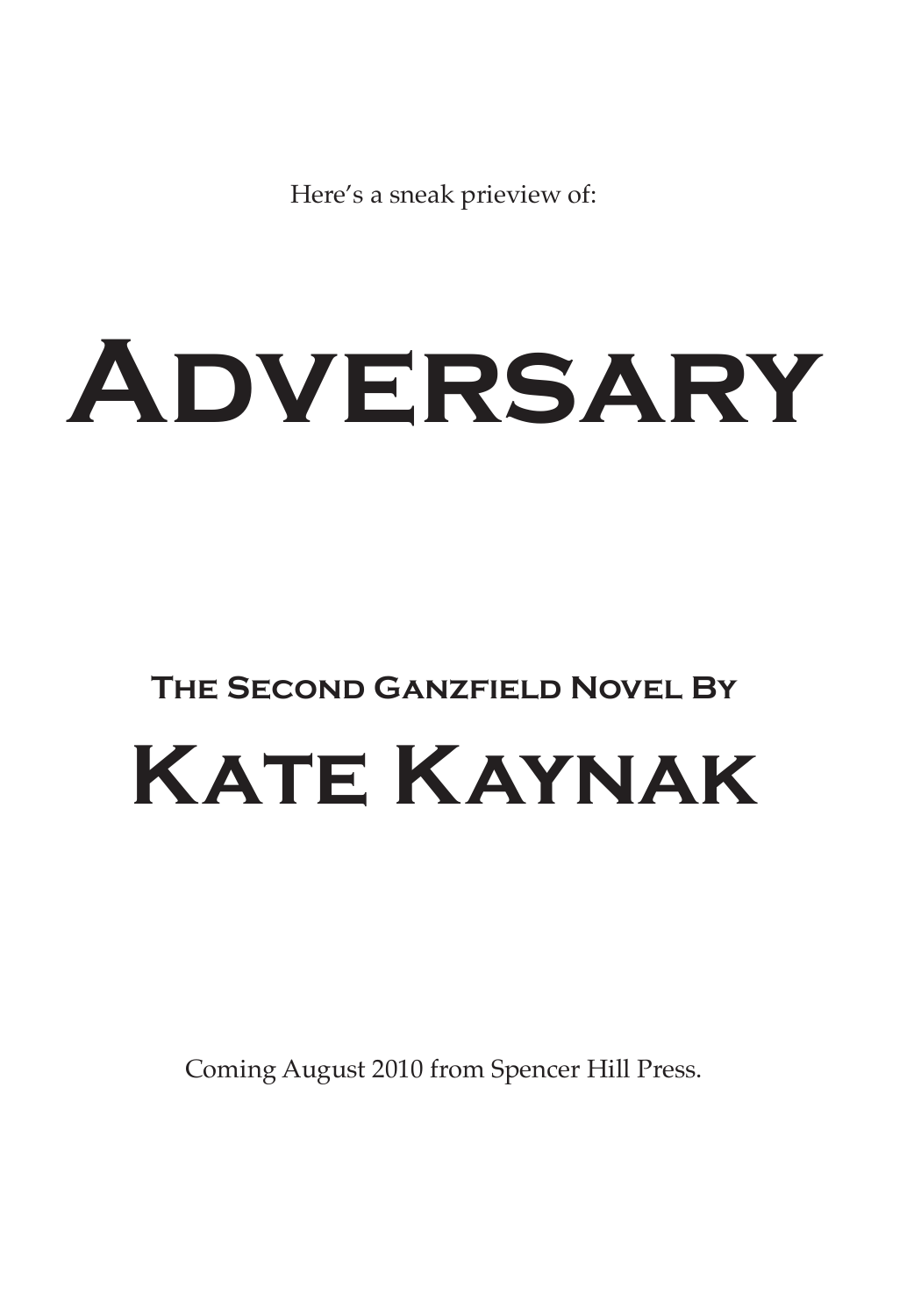Here's a sneak prieview of:

# Adversary

## The Second Ganzfield Novel By

# Kate Kaynak

Coming August 2010 from Spencer Hill Press.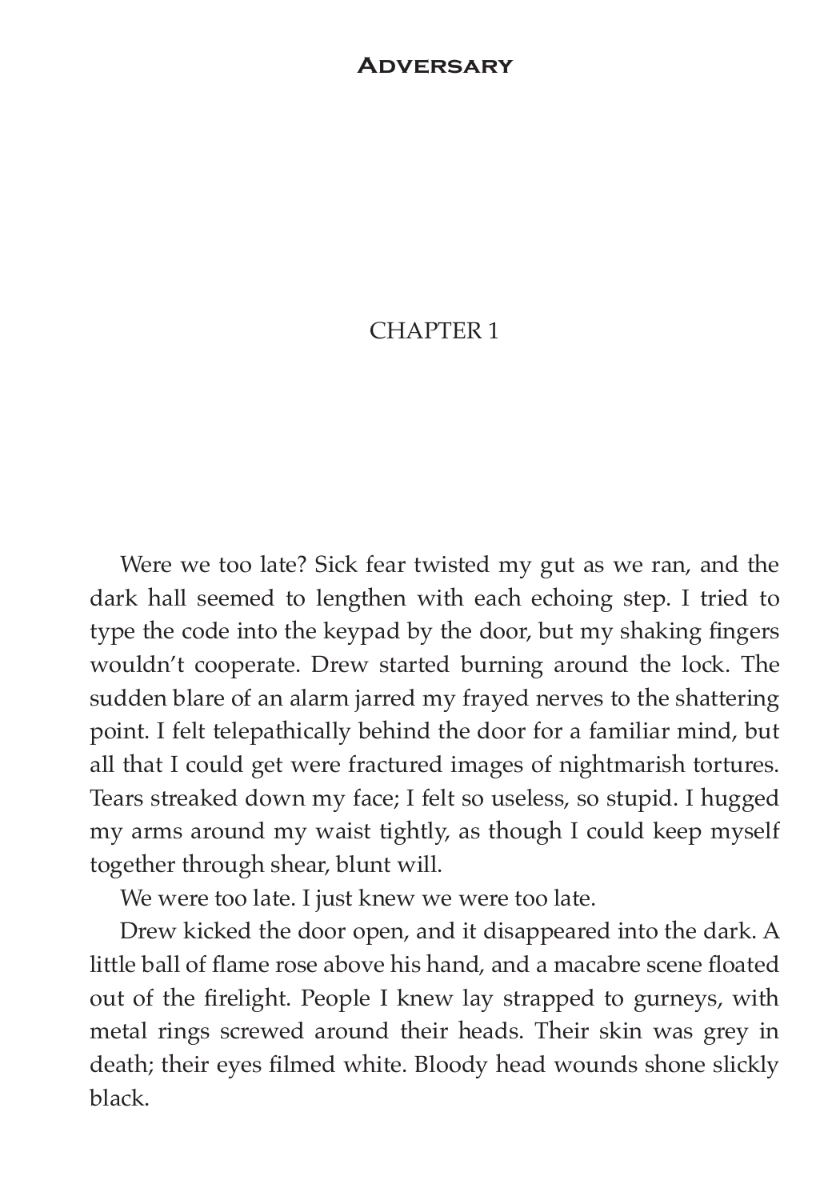# CHAPTER 1

Were we too late? Sick fear twisted my gut as we ran, and the dark hall seemed to lengthen with each echoing step. I tried to type the code into the keypad by the door, but my shaking fingers wouldn't cooperate. Drew started burning around the lock. The sudden blare of an alarm jarred my frayed nerves to the shattering point. I felt telepathically behind the door for a familiar mind, but all that I could get were fractured images of nightmarish tortures. Tears streaked down my face; I felt so useless, so stupid. I hugged my arms around my waist tightly, as though I could keep myself together through shear, blunt will.

We were too late. I just knew we were too late.

Drew kicked the door open, and it disappeared into the dark. A little ball of flame rose above his hand, and a macabre scene floated out of the firelight. People I knew lay strapped to gurneys, with metal rings screwed around their heads. Their skin was grey in death; their eyes filmed white. Bloody head wounds shone slickly black.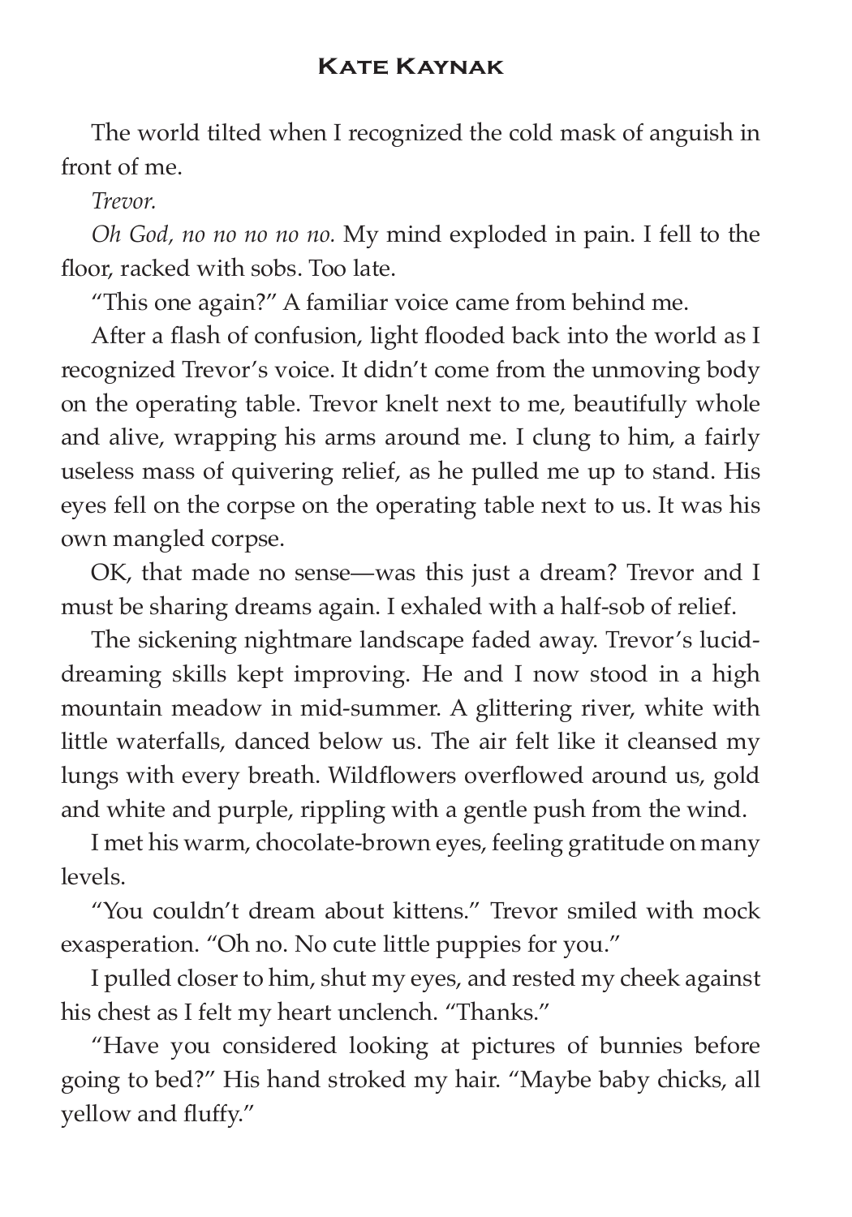The world tilted when I recognized the cold mask of anguish in front of me.

*Trevor.*

*Oh God, no no no no no.* My mind exploded in pain. I fell to the floor, racked with sobs. Too late.

"This one again?" A familiar voice came from behind me.

After a flash of confusion, light flooded back into the world as I recognized Trevor's voice. It didn't come from the unmoving body on the operating table. Trevor knelt next to me, beautifully whole and alive, wrapping his arms around me. I clung to him, a fairly useless mass of quivering relief, as he pulled me up to stand. His eyes fell on the corpse on the operating table next to us. It was his own mangled corpse.

OK, that made no sense—was this just a dream? Trevor and I must be sharing dreams again. I exhaled with a half-sob of relief.

The sickening nightmare landscape faded away. Trevor's lucid-dreaming skills kept improving. He and I now stood in a high mountain meadow in mid-summer. A glittering river, white with little waterfalls, danced below us. The air felt like it cleansed my lungs with every breath. Wildflowers overflowed around us, gold and white and purple, rippling with a gentle push from the wind.

I met his warm, chocolate-brown eyes, feeling gratitude on many levels.

"You couldn't dream about kittens." Trevor smiled with mock exasperation. "Oh no. No cute little puppies for you."

I pulled closer to him, shut my eyes, and rested my cheek against his chest as I felt my heart unclench. "Thanks."

"Have you considered looking at pictures of bunnies before going to bed?" His hand stroked my hair. "Maybe baby chicks, all yellow and fluffy."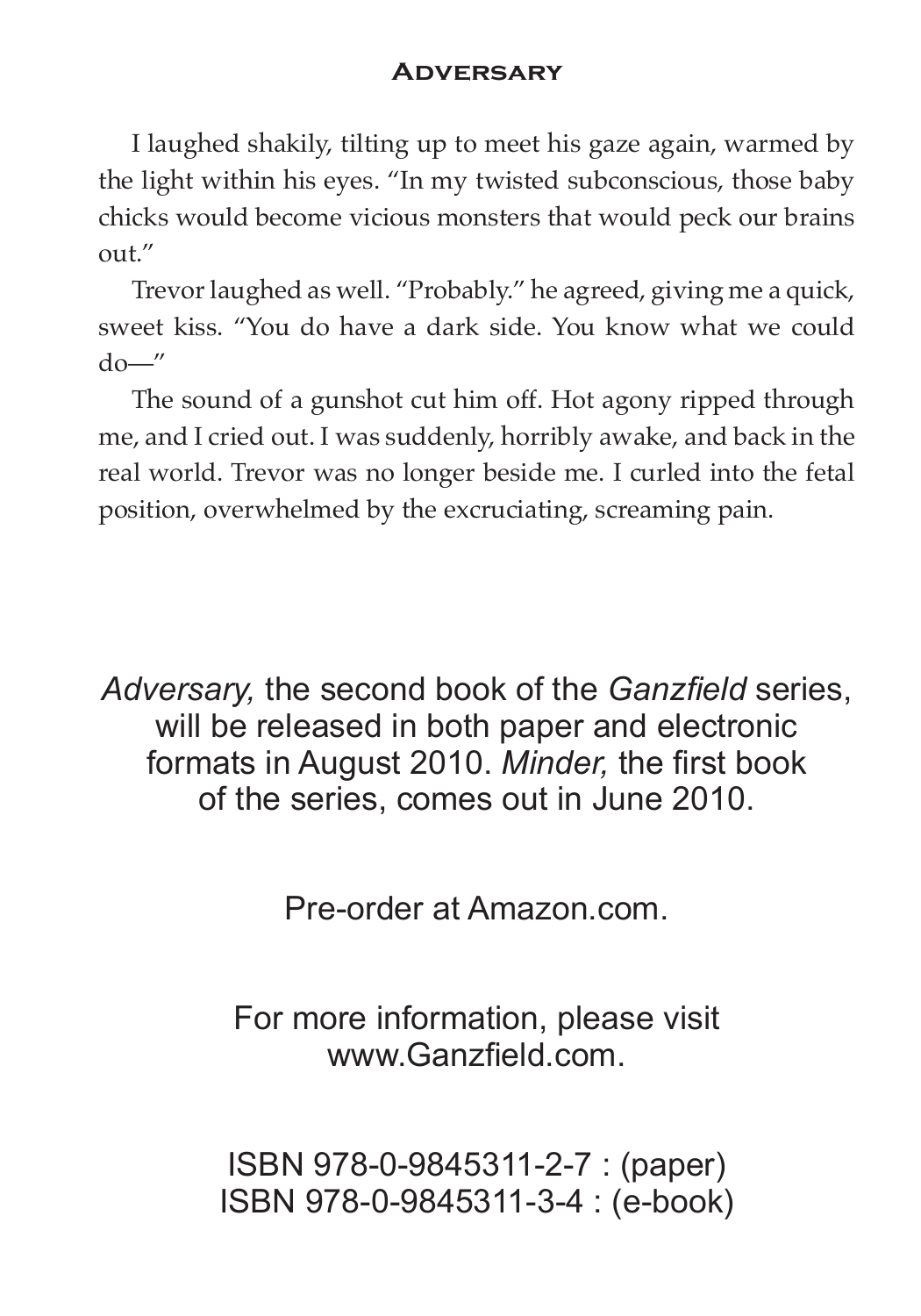I laughed shakily, tilting up to meet his gaze again, warmed by the light within his eyes. "In my twisted subconscious, those baby chicks would become vicious monsters that would peck our brains out."

Trevor laughed as well. "Probably." he agreed, giving me a quick, sweet kiss. "You do have a dark side. You know what we could do—"

The sound of a gunshot cut him off. Hot agony ripped through me, and I cried out. I was suddenly, horribly awake, and back in the real world. Trevor was no longer beside me. I curled into the fetal position, overwhelmed by the excruciating, screaming pain.

*Adversary,* the second book of the *Ganzfield* series, will be released in both paper and electronic formats in August 2010. *Minder,* the first book of the series, comes out in June 2010.

Pre-order at Amazon.com.

For more information, please visit www.Ganzfield.com.

ISBN 978-0-9845311-2-7 : (paper)
ISBN 978-0-9845311-3-4 : (e-book)